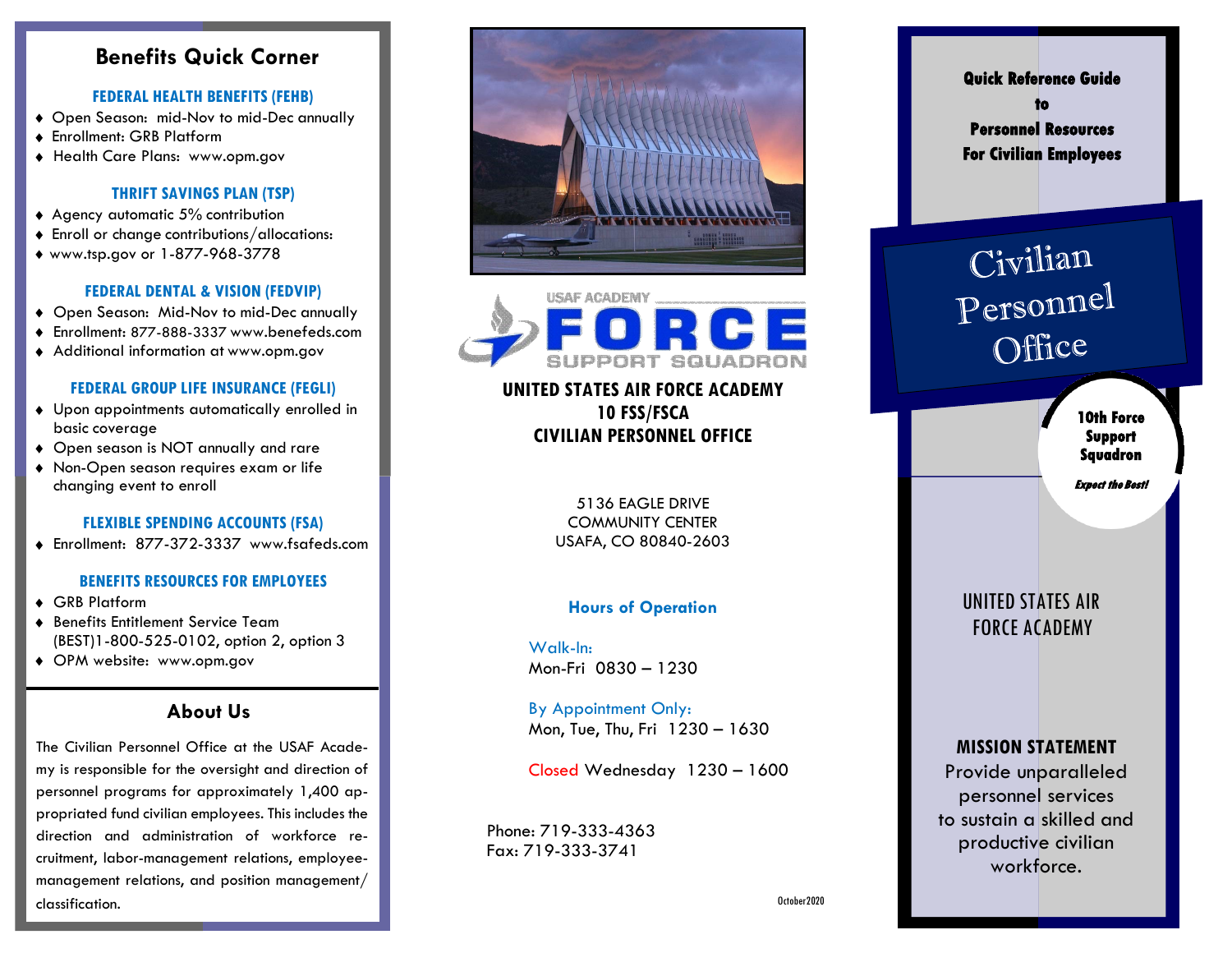# Benefits Quick Corner

### FEDERAL HEALTH BENEFITS (FEHB)

- Open Season: mid-Nov to mid-Dec annually
- Enrollment: GRB Platform
- Health Care Plans: www.opm.gov

### THRIFT SAVINGS PLAN (TSP)

- Agency automatic 5% contribution
- Enroll or change contributions/allocations:
- www.tsp.gov or 1-877-968-3778

### FEDERAL DENTAL & VISION (FEDVIP)

- Open Season: Mid-Nov to mid-Dec annually
- Enrollment: 877-888-3337 www.benefeds.com
- Additional information at www.opm.gov

### FEDERAL GROUP LIFE INSURANCE (FEGLI)

- Upon appointments automatically enrolled in basic coverage
- Open season is NOT annually and rare
- Non-Open season requires exam or life changing event to enroll

### FLEXIBLE SPENDING ACCOUNTS (FSA)

- Enrollment: 877-372-3337 www.fsafeds.com

### BENEFITS RESOURCES FOR EMPLOYEES

- GRB Platform
- Benefits Entitlement Service Team (BEST)1-800-525-0102, option 2, option 3
- OPM website: www.opm.gov

## About Us

The Civilian Personnel Office at the USAF Academy is responsible for the oversight and direction of personnel programs for approximately 1,400 appropriated fund civilian employees. This includes the direction and administration of workforce recruitment, labor-management relations, employee-management relations, and position management/classification.

USAF ACADEMY FORCE SUPPORT SQUADRON

**UNITED STATES AIR FORCE ACADEMY**
**10 FSS/FSCA**
**CIVILIAN PERSONNEL OFFICE**

5136 EAGLE DRIVE
COMMUNITY CENTER
USAFA, CO 80840-2603

### Hours of Operation

Walk-In:
Mon-Fri 0830 – 1230

By Appointment Only:
Mon, Tue, Thu, Fri 1230 – 1630

Closed Wednesday 1230 – 1600

Phone: 719-333-4363
Fax: 719-333-3741

October2020

**Quick Reference Guide to Personnel Resources For Civilian Employees**

# Civilian Personnel Office

**10th Force Support Squadron**

***Expect the Best!***

UNITED STATES AIR FORCE ACADEMY

**MISSION STATEMENT**

Provide unparalleled personnel services to sustain a skilled and productive civilian workforce.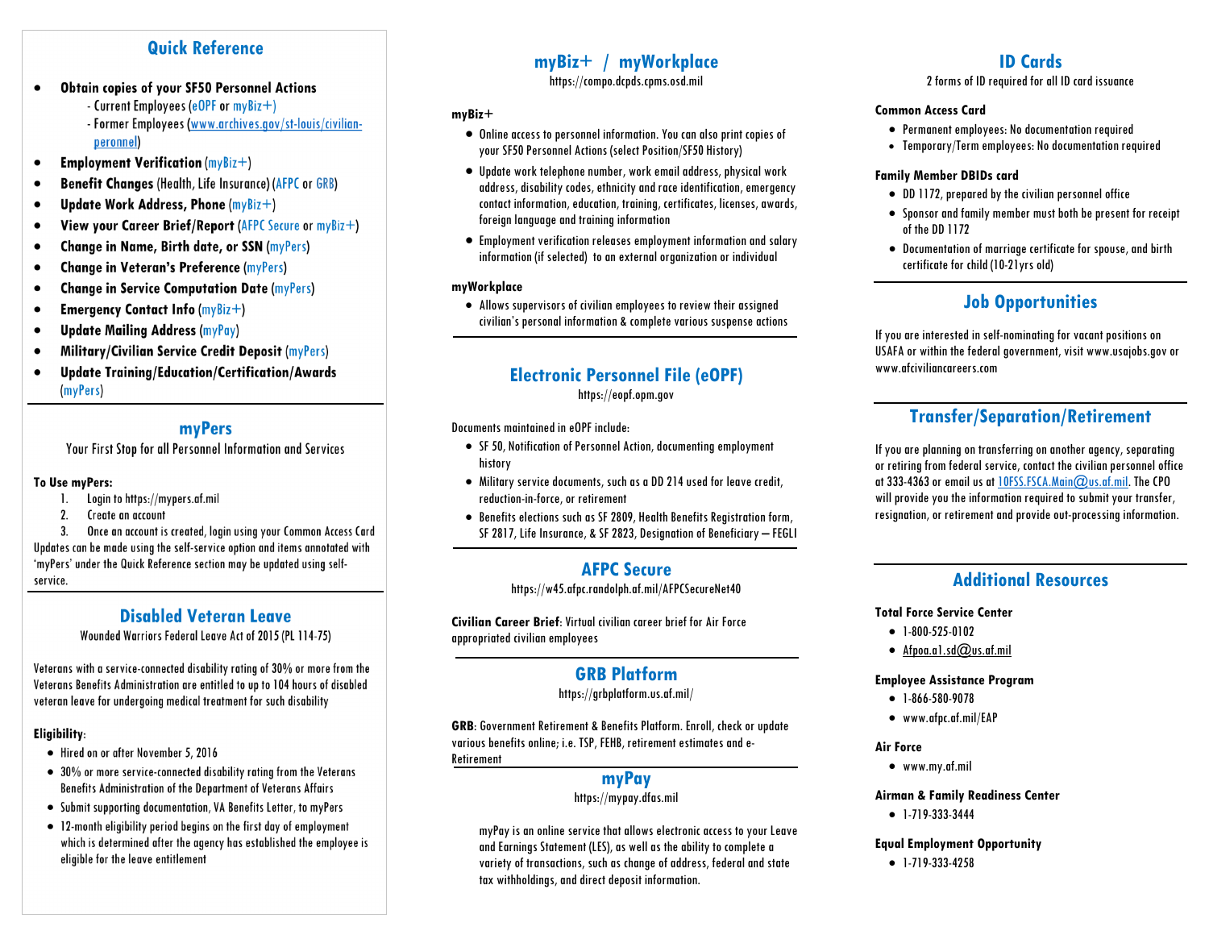## Quick Reference

- **Obtain copies of your SF50 Personnel Actions**
  - Current Employees (eOPF or myBiz+)
  - Former Employees (www.archives.gov/st-louis/civilian-peronnel)
- **Employment Verification** (myBiz+)
- **Benefit Changes** (Health, Life Insurance) (AFPC or GRB)
- **Update Work Address, Phone** (myBiz+)
- **View your Career Brief/Report** (AFPC Secure or myBiz+)
- **Change in Name, Birth date, or SSN** (myPers)
- **Change in Veteran's Preference** (myPers)
- **Change in Service Computation Date** (myPers)
- **Emergency Contact Info** (myBiz+)
- **Update Mailing Address** (myPay)
- **Military/Civilian Service Credit Deposit** (myPers)
- **Update Training/Education/Certification/Awards** (myPers)

## myPers

Your First Stop for all Personnel Information and Services

**To Use myPers:**

1. Login to https://mypers.af.mil
2. Create an account
3. Once an account is created, login using your Common Access Card

Updates can be made using the self-service option and items annotated with 'myPers' under the Quick Reference section may be updated using self-service.

## Disabled Veteran Leave

Wounded Warriors Federal Leave Act of 2015 (PL 114-75)

Veterans with a service-connected disability rating of 30% or more from the Veterans Benefits Administration are entitled to up to 104 hours of disabled veteran leave for undergoing medical treatment for such disability

**Eligibility**:

- Hired on or after November 5, 2016
- 30% or more service-connected disability rating from the Veterans Benefits Administration of the Department of Veterans Affairs
- Submit supporting documentation, VA Benefits Letter, to myPers
- 12-month eligibility period begins on the first day of employment which is determined after the agency has established the employee is eligible for the leave entitlement

## myBiz+ / myWorkplace

https://compo.dcpds.cpms.osd.mil

**myBiz+**

- Online access to personnel information. You can also print copies of your SF50 Personnel Actions (select Position/SF50 History)
- Update work telephone number, work email address, physical work address, disability codes, ethnicity and race identification, emergency contact information, education, training, certificates, licenses, awards, foreign language and training information
- Employment verification releases employment information and salary information (if selected) to an external organization or individual

**myWorkplace**

- Allows supervisors of civilian employees to review their assigned civilian's personal information & complete various suspense actions

## Electronic Personnel File (eOPF)

https://eopf.opm.gov

Documents maintained in eOPF include:

- SF 50, Notification of Personnel Action, documenting employment history
- Military service documents, such as a DD 214 used for leave credit, reduction-in-force, or retirement
- Benefits elections such as SF 2809, Health Benefits Registration form, SF 2817, Life Insurance, & SF 2823, Designation of Beneficiary – FEGLI

## AFPC Secure

https://w45.afpc.randolph.af.mil/AFPCSecureNet40

**Civilian Career Brief**: Virtual civilian career brief for Air Force appropriated civilian employees

## GRB Platform

https://grbplatform.us.af.mil/

**GRB**: Government Retirement & Benefits Platform. Enroll, check or update various benefits online; i.e. TSP, FEHB, retirement estimates and e-Retirement

## myPay

https://mypay.dfas.mil

myPay is an online service that allows electronic access to your Leave and Earnings Statement (LES), as well as the ability to complete a variety of transactions, such as change of address, federal and state tax withholdings, and direct deposit information.

## ID Cards

2 forms of ID required for all ID card issuance

**Common Access Card**

- Permanent employees: No documentation required
- Temporary/Term employees: No documentation required

**Family Member DBIDs card**

- DD 1172, prepared by the civilian personnel office
- Sponsor and family member must both be present for receipt of the DD 1172
- Documentation of marriage certificate for spouse, and birth certificate for child (10-21yrs old)

## Job Opportunities

If you are interested in self-nominating for vacant positions on USAFA or within the federal government, visit www.usajobs.gov or www.afciviliancareers.com

## Transfer/Separation/Retirement

If you are planning on transferring on another agency, separating or retiring from federal service, contact the civilian personnel office at 333-4363 or email us at 10FSS.FSCA.Main@us.af.mil. The CPO will provide you the information required to submit your transfer, resignation, or retirement and provide out-processing information.

## Additional Resources

**Total Force Service Center**

- 1-800-525-0102
- Afpoa.a1.sd@us.af.mil

**Employee Assistance Program**

- 1-866-580-9078
- www.afpc.af.mil/EAP

**Air Force**

- www.my.af.mil

**Airman & Family Readiness Center**

- 1-719-333-3444

**Equal Employment Opportunity**

- 1-719-333-4258